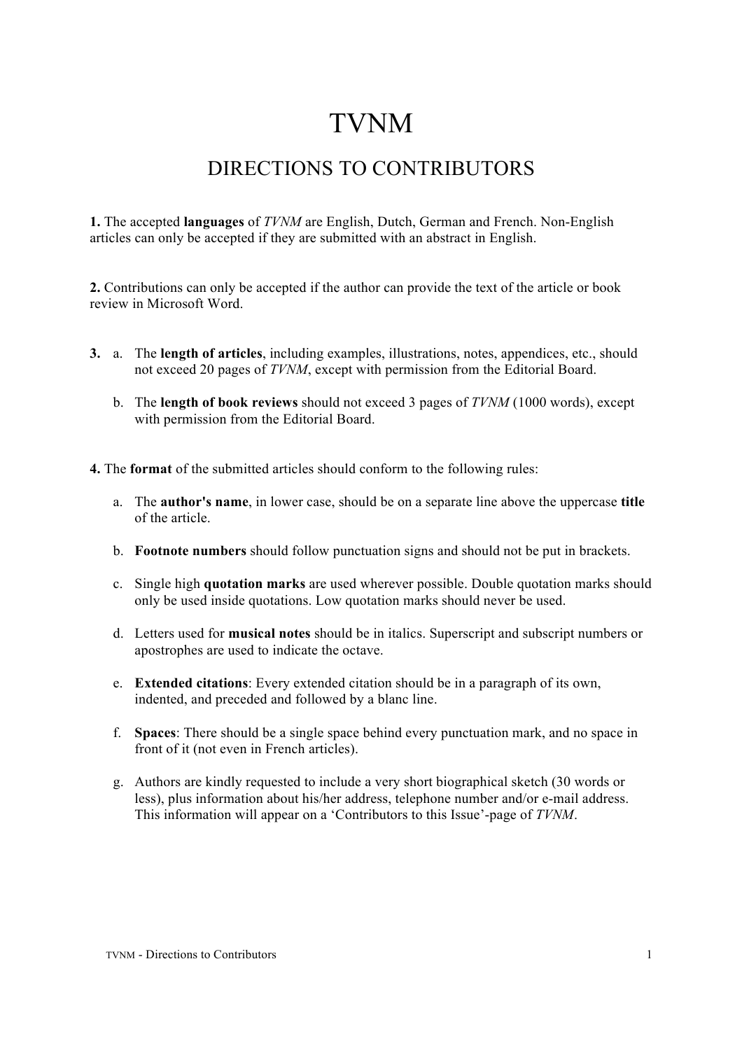# TVNM

## DIRECTIONS TO CONTRIBUTORS

**1.** The accepted **languages** of *TVNM* are English, Dutch, German and French. Non-English articles can only be accepted if they are submitted with an abstract in English.

**2.** Contributions can only be accepted if the author can provide the text of the article or book review in Microsoft Word.

**3.**
a. The **length of articles**, including examples, illustrations, notes, appendices, etc., should not exceed 20 pages of *TVNM*, except with permission from the Editorial Board.

b. The **length of book reviews** should not exceed 3 pages of *TVNM* (1000 words), except with permission from the Editorial Board.

**4.** The **format** of the submitted articles should conform to the following rules:

a. The **author's name**, in lower case, should be on a separate line above the uppercase **title** of the article.

b. **Footnote numbers** should follow punctuation signs and should not be put in brackets.

c. Single high **quotation marks** are used wherever possible. Double quotation marks should only be used inside quotations. Low quotation marks should never be used.

d. Letters used for **musical notes** should be in italics. Superscript and subscript numbers or apostrophes are used to indicate the octave.

e. **Extended citations**: Every extended citation should be in a paragraph of its own, indented, and preceded and followed by a blanc line.

f. **Spaces**: There should be a single space behind every punctuation mark, and no space in front of it (not even in French articles).

g. Authors are kindly requested to include a very short biographical sketch (30 words or less), plus information about his/her address, telephone number and/or e-mail address. This information will appear on a 'Contributors to this Issue'-page of *TVNM*.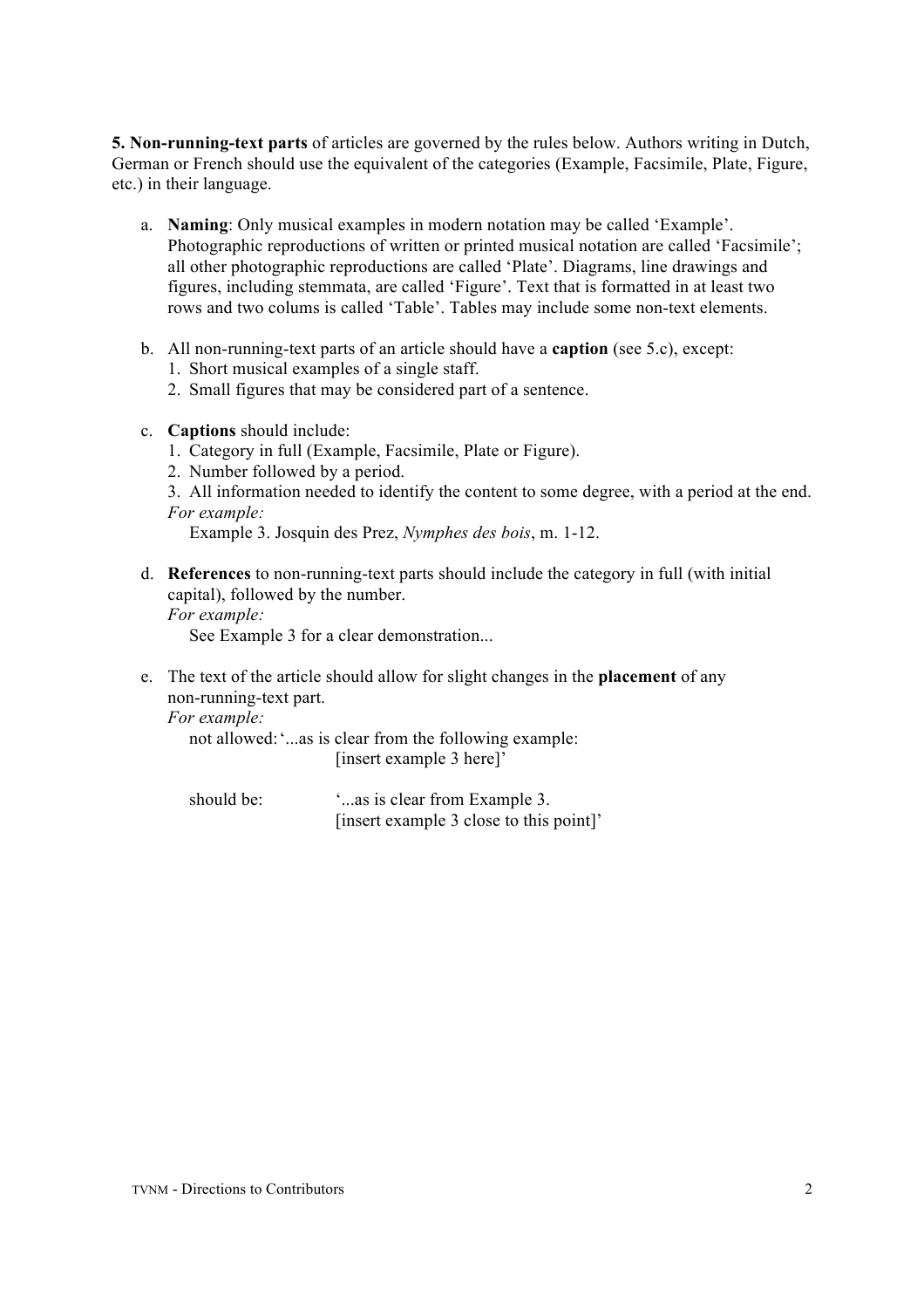**5. Non-running-text parts** of articles are governed by the rules below. Authors writing in Dutch, German or French should use the equivalent of the categories (Example, Facsimile, Plate, Figure, etc.) in their language.

a. **Naming**: Only musical examples in modern notation may be called 'Example'. Photographic reproductions of written or printed musical notation are called 'Facsimile'; all other photographic reproductions are called 'Plate'. Diagrams, line drawings and figures, including stemmata, are called 'Figure'. Text that is formatted in at least two rows and two colums is called 'Table'. Tables may include some non-text elements.

b. All non-running-text parts of an article should have a **caption** (see 5.c), except:
   1. Short musical examples of a single staff.
   2. Small figures that may be considered part of a sentence.

c. **Captions** should include:
   1. Category in full (Example, Facsimile, Plate or Figure).
   2. Number followed by a period.
   3. All information needed to identify the content to some degree, with a period at the end.

   *For example:*

   Example 3. Josquin des Prez, *Nymphes des bois*, m. 1-12.

d. **References** to non-running-text parts should include the category in full (with initial capital), followed by the number.

   *For example:*

   See Example 3 for a clear demonstration...

e. The text of the article should allow for slight changes in the **placement** of any non-running-text part.

   *For example:*

   not allowed: '...as is clear from the following example:
   [insert example 3 here]'

   should be: '...as is clear from Example 3.
   [insert example 3 close to this point]'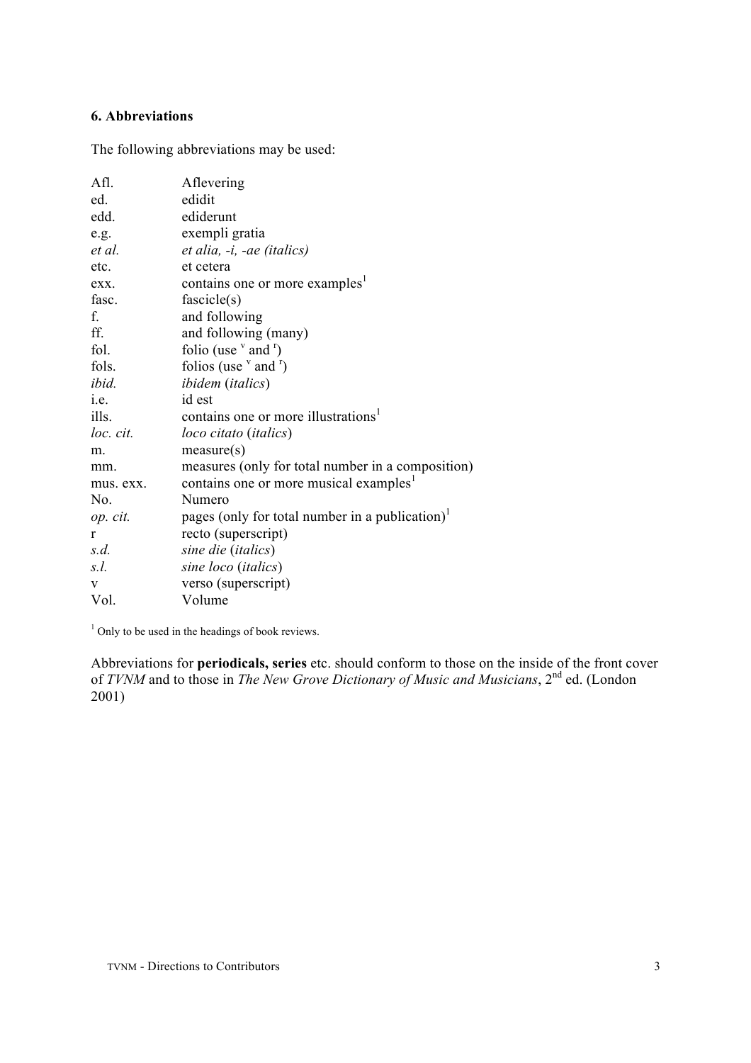### 6. Abbreviations

The following abbreviations may be used:

| | |
|---|---|
| Afl. | Aflevering |
| ed. | edidit |
| edd. | ediderunt |
| e.g. | exempli gratia |
| *et al.* | *et alia, -i, -ae (italics)* |
| etc. | et cetera |
| exx. | contains one or more examples[1] |
| fasc. | fascicle(s) |
| f. | and following |
| ff. | and following (many) |
| fol. | folio (use $^{v}$ and $^{r}$) |
| fols. | folios (use $^{v}$ and $^{r}$) |
| *ibid.* | *ibidem* (*italics*) |
| i.e. | id est |
| ills. | contains one or more illustrations[1] |
| *loc. cit.* | *loco citato* (*italics*) |
| m. | measure(s) |
| mm. | measures (only for total number in a composition) |
| mus. exx. | contains one or more musical examples[1] |
| No. | Numero |
| *op. cit.* | pages (only for total number in a publication)[1] |
| r | recto (superscript) |
| *s.d.* | *sine die* (*italics*) |
| *s.l.* | *sine loco* (*italics*) |
| v | verso (superscript) |
| Vol. | Volume |

[1] Only to be used in the headings of book reviews.

Abbreviations for **periodicals, series** etc. should conform to those on the inside of the front cover of *TVNM* and to those in *The New Grove Dictionary of Music and Musicians*, 2nd ed. (London 2001)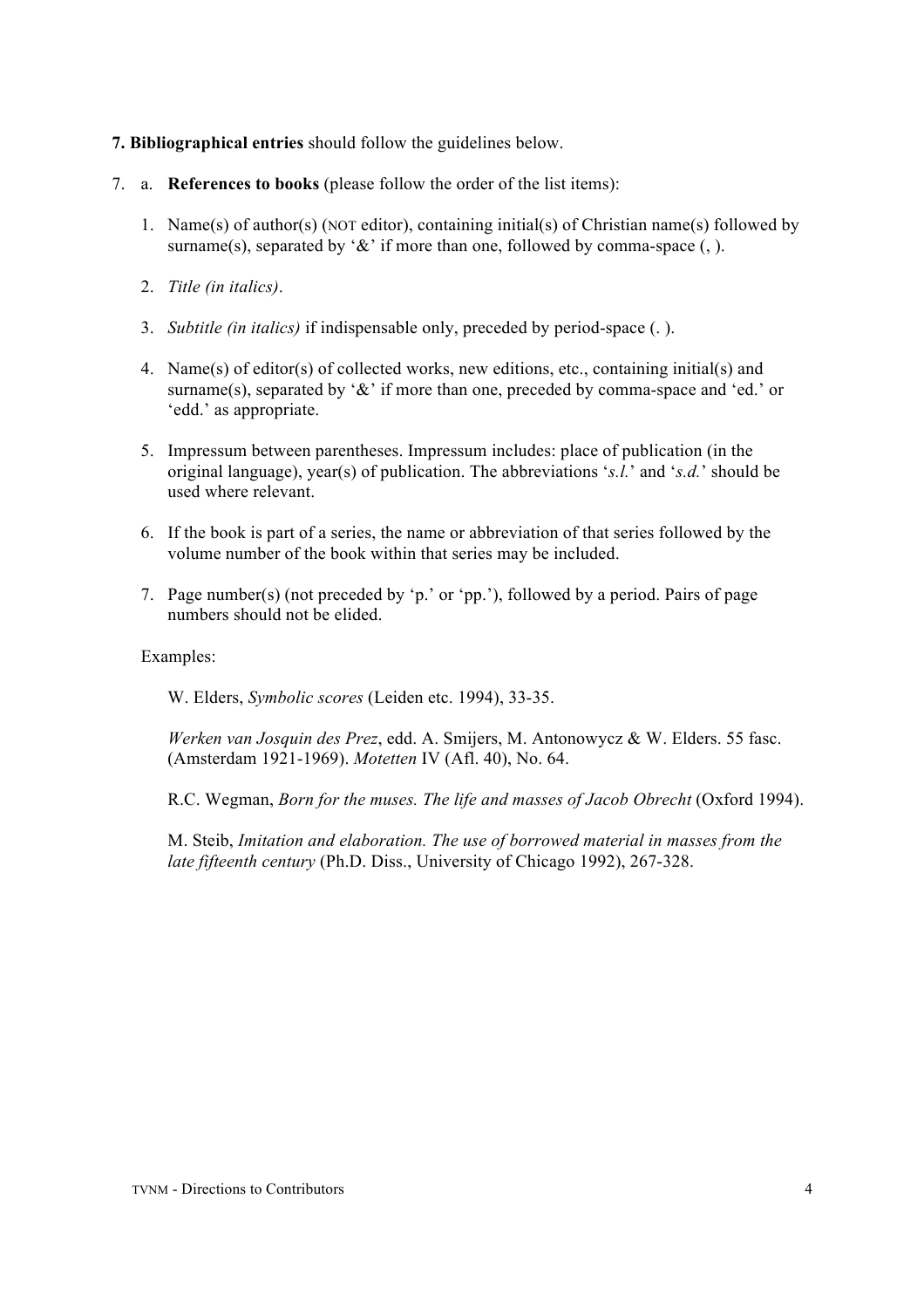**7. Bibliographical entries** should follow the guidelines below.

7. a. **References to books** (please follow the order of the list items):

1. Name(s) of author(s) (NOT editor), containing initial(s) of Christian name(s) followed by surname(s), separated by '&' if more than one, followed by comma-space (, ).

2. *Title (in italics)*.

3. *Subtitle (in italics)* if indispensable only, preceded by period-space (. ).

4. Name(s) of editor(s) of collected works, new editions, etc., containing initial(s) and surname(s), separated by '&' if more than one, preceded by comma-space and 'ed.' or 'edd.' as appropriate.

5. Impressum between parentheses. Impressum includes: place of publication (in the original language), year(s) of publication. The abbreviations '*s.l.*' and '*s.d.*' should be used where relevant.

6. If the book is part of a series, the name or abbreviation of that series followed by the volume number of the book within that series may be included.

7. Page number(s) (not preceded by 'p.' or 'pp.'), followed by a period. Pairs of page numbers should not be elided.

Examples:

W. Elders, *Symbolic scores* (Leiden etc. 1994), 33-35.

*Werken van Josquin des Prez*, edd. A. Smijers, M. Antonowycz & W. Elders. 55 fasc. (Amsterdam 1921-1969). *Motetten* IV (Afl. 40), No. 64.

R.C. Wegman, *Born for the muses. The life and masses of Jacob Obrecht* (Oxford 1994).

M. Steib, *Imitation and elaboration. The use of borrowed material in masses from the late fifteenth century* (Ph.D. Diss., University of Chicago 1992), 267-328.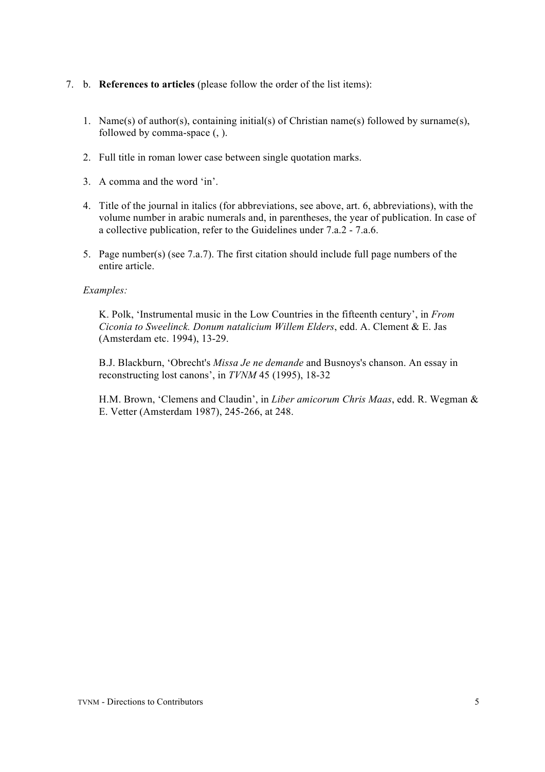7. b. **References to articles** (please follow the order of the list items):

   1. Name(s) of author(s), containing initial(s) of Christian name(s) followed by surname(s), followed by comma-space (, ).

   2. Full title in roman lower case between single quotation marks.

   3. A comma and the word 'in'.

   4. Title of the journal in italics (for abbreviations, see above, art. 6, abbreviations), with the volume number in arabic numerals and, in parentheses, the year of publication. In case of a collective publication, refer to the Guidelines under 7.a.2 - 7.a.6.

   5. Page number(s) (see 7.a.7). The first citation should include full page numbers of the entire article.

   *Examples:*

   K. Polk, 'Instrumental music in the Low Countries in the fifteenth century', in *From Ciconia to Sweelinck. Donum natalicium Willem Elders*, edd. A. Clement & E. Jas (Amsterdam etc. 1994), 13-29.

   B.J. Blackburn, 'Obrecht's *Missa Je ne demande* and Busnoys's chanson. An essay in reconstructing lost canons', in *TVNM* 45 (1995), 18-32

   H.M. Brown, 'Clemens and Claudin', in *Liber amicorum Chris Maas*, edd. R. Wegman & E. Vetter (Amsterdam 1987), 245-266, at 248.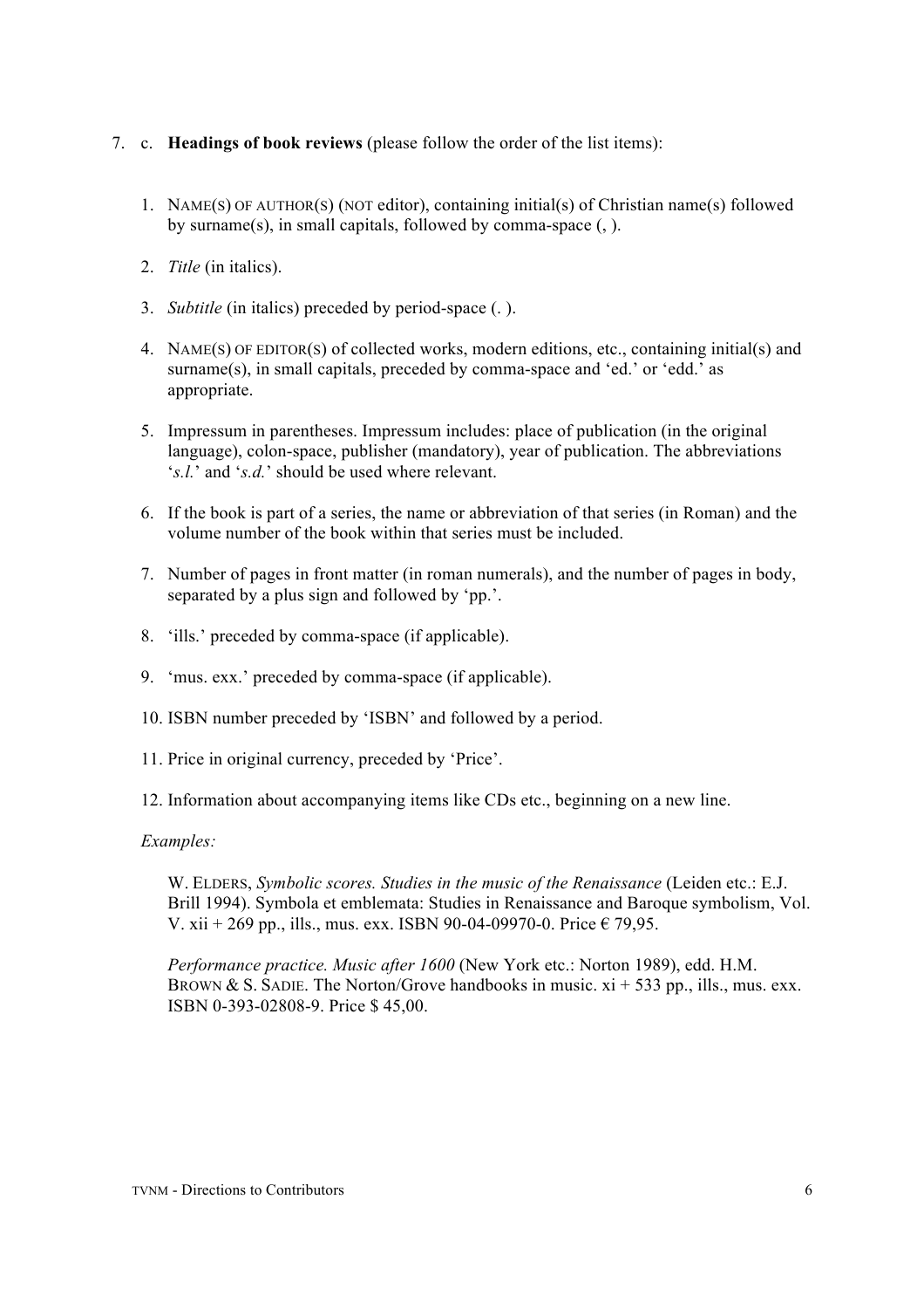7. c. **Headings of book reviews** (please follow the order of the list items):

   1. NAME(S) OF AUTHOR(S) (NOT editor), containing initial(s) of Christian name(s) followed by surname(s), in small capitals, followed by comma-space (, ).

   2. *Title* (in italics).

   3. *Subtitle* (in italics) preceded by period-space (. ).

   4. NAME(S) OF EDITOR(S) of collected works, modern editions, etc., containing initial(s) and surname(s), in small capitals, preceded by comma-space and 'ed.' or 'edd.' as appropriate.

   5. Impressum in parentheses. Impressum includes: place of publication (in the original language), colon-space, publisher (mandatory), year of publication. The abbreviations '*s.l.*' and '*s.d.*' should be used where relevant.

   6. If the book is part of a series, the name or abbreviation of that series (in Roman) and the volume number of the book within that series must be included.

   7. Number of pages in front matter (in roman numerals), and the number of pages in body, separated by a plus sign and followed by 'pp.'.

   8. 'ills.' preceded by comma-space (if applicable).

   9. 'mus. exx.' preceded by comma-space (if applicable).

   10. ISBN number preceded by 'ISBN' and followed by a period.

   11. Price in original currency, preceded by 'Price'.

   12. Information about accompanying items like CDs etc., beginning on a new line.

   *Examples:*

   W. ELDERS, *Symbolic scores. Studies in the music of the Renaissance* (Leiden etc.: E.J. Brill 1994). Symbola et emblemata: Studies in Renaissance and Baroque symbolism, Vol. V. xii + 269 pp., ills., mus. exx. ISBN 90-04-09970-0. Price € 79,95.

   *Performance practice. Music after 1600* (New York etc.: Norton 1989), edd. H.M. BROWN & S. SADIE. The Norton/Grove handbooks in music. xi + 533 pp., ills., mus. exx. ISBN 0-393-02808-9. Price $ 45,00.